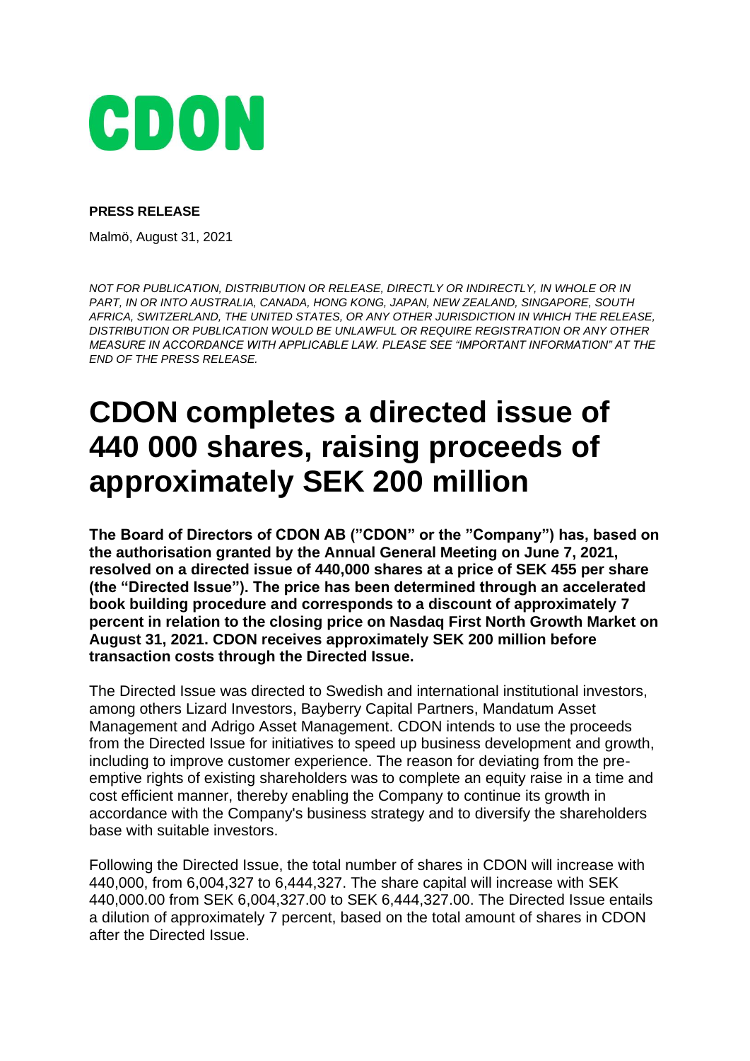CDON

**PRESS RELEASE**

Malmö, August 31, 2021

*NOT FOR PUBLICATION, DISTRIBUTION OR RELEASE, DIRECTLY OR INDIRECTLY, IN WHOLE OR IN PART, IN OR INTO AUSTRALIA, CANADA, HONG KONG, JAPAN, NEW ZEALAND, SINGAPORE, SOUTH AFRICA, SWITZERLAND, THE UNITED STATES, OR ANY OTHER JURISDICTION IN WHICH THE RELEASE, DISTRIBUTION OR PUBLICATION WOULD BE UNLAWFUL OR REQUIRE REGISTRATION OR ANY OTHER MEASURE IN ACCORDANCE WITH APPLICABLE LAW. PLEASE SEE "IMPORTANT INFORMATION" AT THE END OF THE PRESS RELEASE.*

# CDON completes a directed issue of 440 000 shares, raising proceeds of approximately SEK 200 million

**The Board of Directors of CDON AB ("CDON" or the "Company") has, based on the authorisation granted by the Annual General Meeting on June 7, 2021, resolved on a directed issue of 440,000 shares at a price of SEK 455 per share (the "Directed Issue"). The price has been determined through an accelerated book building procedure and corresponds to a discount of approximately 7 percent in relation to the closing price on Nasdaq First North Growth Market on August 31, 2021. CDON receives approximately SEK 200 million before transaction costs through the Directed Issue.**

The Directed Issue was directed to Swedish and international institutional investors, among others Lizard Investors, Bayberry Capital Partners, Mandatum Asset Management and Adrigo Asset Management. CDON intends to use the proceeds from the Directed Issue for initiatives to speed up business development and growth, including to improve customer experience. The reason for deviating from the pre-emptive rights of existing shareholders was to complete an equity raise in a time and cost efficient manner, thereby enabling the Company to continue its growth in accordance with the Company's business strategy and to diversify the shareholders base with suitable investors.

Following the Directed Issue, the total number of shares in CDON will increase with 440,000, from 6,004,327 to 6,444,327. The share capital will increase with SEK 440,000.00 from SEK 6,004,327.00 to SEK 6,444,327.00. The Directed Issue entails a dilution of approximately 7 percent, based on the total amount of shares in CDON after the Directed Issue.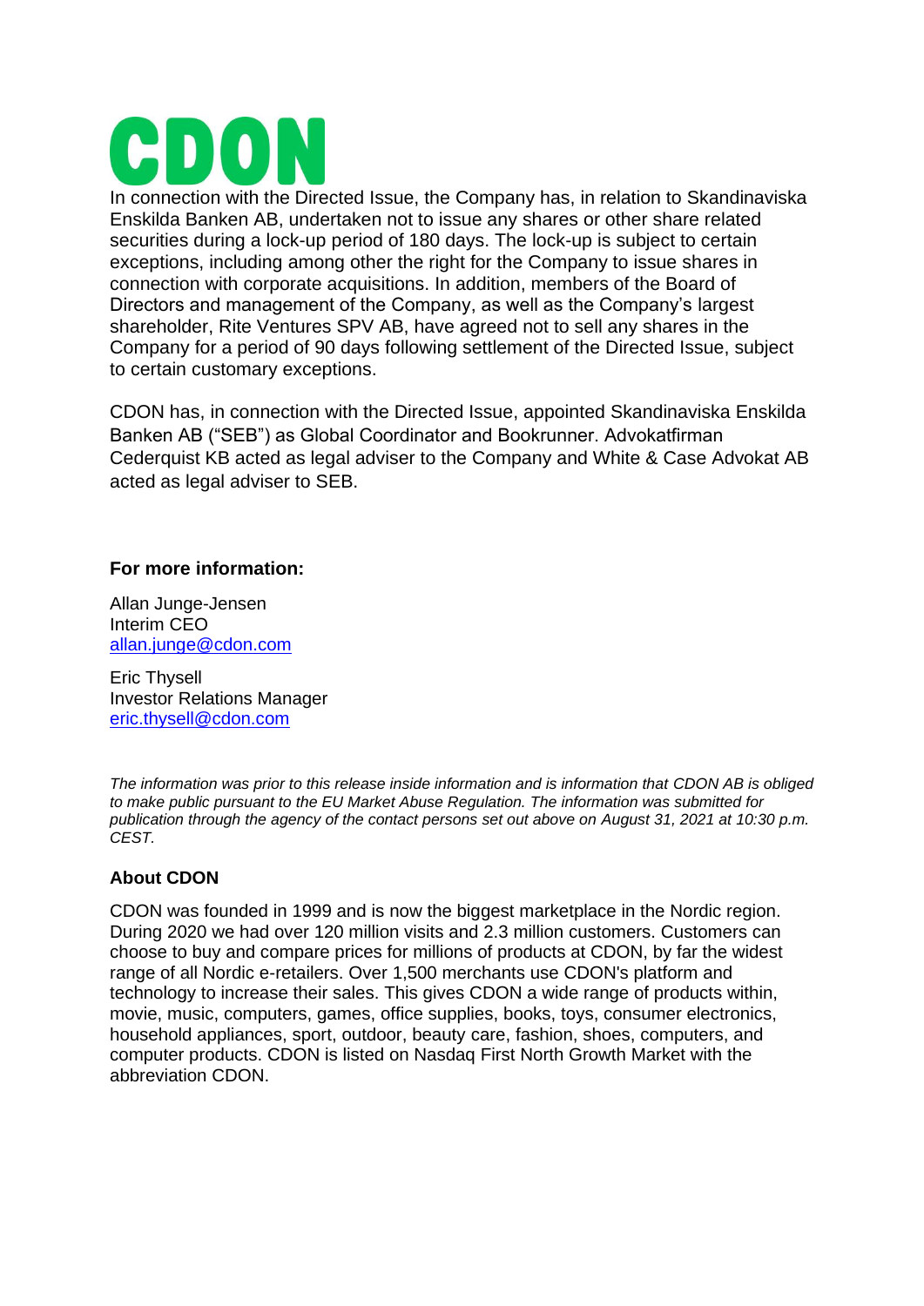In connection with the Directed Issue, the Company has, in relation to Skandinaviska Enskilda Banken AB, undertaken not to issue any shares or other share related securities during a lock-up period of 180 days. The lock-up is subject to certain exceptions, including among other the right for the Company to issue shares in connection with corporate acquisitions. In addition, members of the Board of Directors and management of the Company, as well as the Company's largest shareholder, Rite Ventures SPV AB, have agreed not to sell any shares in the Company for a period of 90 days following settlement of the Directed Issue, subject to certain customary exceptions.

CDON has, in connection with the Directed Issue, appointed Skandinaviska Enskilda Banken AB ("SEB") as Global Coordinator and Bookrunner. Advokatfirman Cederquist KB acted as legal adviser to the Company and White & Case Advokat AB acted as legal adviser to SEB.

**For more information:**

Allan Junge-Jensen
Interim CEO
allan.junge@cdon.com

Eric Thysell
Investor Relations Manager
eric.thysell@cdon.com

*The information was prior to this release inside information and is information that CDON AB is obliged to make public pursuant to the EU Market Abuse Regulation. The information was submitted for publication through the agency of the contact persons set out above on August 31, 2021 at 10:30 p.m. CEST.*

**About CDON**

CDON was founded in 1999 and is now the biggest marketplace in the Nordic region. During 2020 we had over 120 million visits and 2.3 million customers. Customers can choose to buy and compare prices for millions of products at CDON, by far the widest range of all Nordic e-retailers. Over 1,500 merchants use CDON's platform and technology to increase their sales. This gives CDON a wide range of products within, movie, music, computers, games, office supplies, books, toys, consumer electronics, household appliances, sport, outdoor, beauty care, fashion, shoes, computers, and computer products. CDON is listed on Nasdaq First North Growth Market with the abbreviation CDON.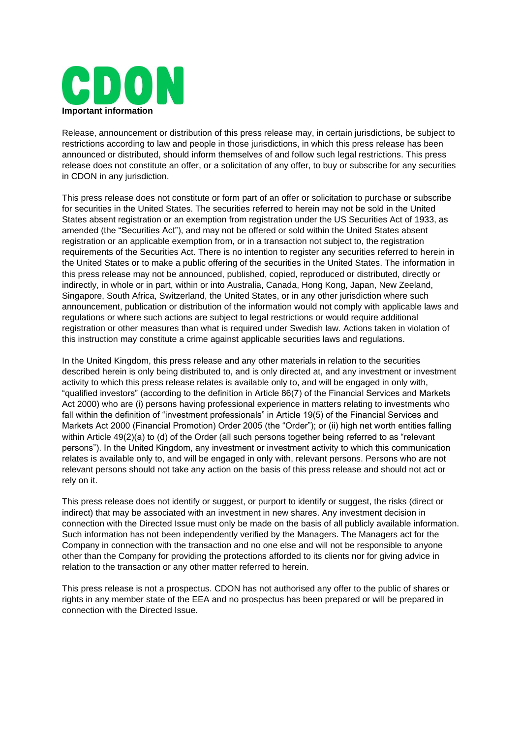CDON

**Important information**

Release, announcement or distribution of this press release may, in certain jurisdictions, be subject to restrictions according to law and people in those jurisdictions, in which this press release has been announced or distributed, should inform themselves of and follow such legal restrictions. This press release does not constitute an offer, or a solicitation of any offer, to buy or subscribe for any securities in CDON in any jurisdiction.

This press release does not constitute or form part of an offer or solicitation to purchase or subscribe for securities in the United States. The securities referred to herein may not be sold in the United States absent registration or an exemption from registration under the US Securities Act of 1933, as amended (the "Securities Act"), and may not be offered or sold within the United States absent registration or an applicable exemption from, or in a transaction not subject to, the registration requirements of the Securities Act. There is no intention to register any securities referred to herein in the United States or to make a public offering of the securities in the United States. The information in this press release may not be announced, published, copied, reproduced or distributed, directly or indirectly, in whole or in part, within or into Australia, Canada, Hong Kong, Japan, New Zeeland, Singapore, South Africa, Switzerland, the United States, or in any other jurisdiction where such announcement, publication or distribution of the information would not comply with applicable laws and regulations or where such actions are subject to legal restrictions or would require additional registration or other measures than what is required under Swedish law. Actions taken in violation of this instruction may constitute a crime against applicable securities laws and regulations.

In the United Kingdom, this press release and any other materials in relation to the securities described herein is only being distributed to, and is only directed at, and any investment or investment activity to which this press release relates is available only to, and will be engaged in only with, "qualified investors" (according to the definition in Article 86(7) of the Financial Services and Markets Act 2000) who are (i) persons having professional experience in matters relating to investments who fall within the definition of "investment professionals" in Article 19(5) of the Financial Services and Markets Act 2000 (Financial Promotion) Order 2005 (the "Order"); or (ii) high net worth entities falling within Article 49(2)(a) to (d) of the Order (all such persons together being referred to as "relevant persons"). In the United Kingdom, any investment or investment activity to which this communication relates is available only to, and will be engaged in only with, relevant persons. Persons who are not relevant persons should not take any action on the basis of this press release and should not act or rely on it.

This press release does not identify or suggest, or purport to identify or suggest, the risks (direct or indirect) that may be associated with an investment in new shares. Any investment decision in connection with the Directed Issue must only be made on the basis of all publicly available information. Such information has not been independently verified by the Managers. The Managers act for the Company in connection with the transaction and no one else and will not be responsible to anyone other than the Company for providing the protections afforded to its clients nor for giving advice in relation to the transaction or any other matter referred to herein.

This press release is not a prospectus. CDON has not authorised any offer to the public of shares or rights in any member state of the EEA and no prospectus has been prepared or will be prepared in connection with the Directed Issue.